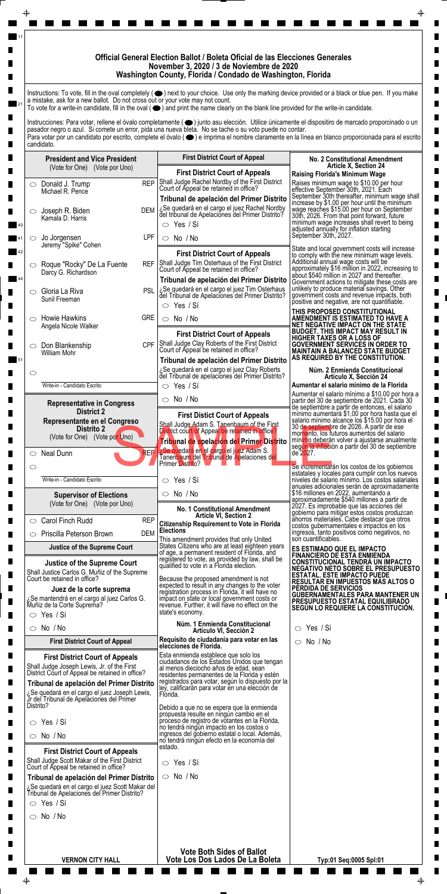# Official General Election Ballot / Boleta Oficial de las Elecciones Generales

## November 3, 2020 / 3 de Noviembre de 2020

## Washington County, Florida / Condado de Washington, Florida

Instructions: To vote, fill in the oval completely ( ⬤ ) next to your choice. Use only the marking device provided or a black or blue pen. If you make a mistake, ask for a new ballot. Do not cross out or your vote may not count.
To vote for a write-in candidate, fill in the oval ( ⬤ ) and print the name clearly on the blank line provided for the write-in candidate.

Instrucciones: Para votar, rellene el óvalo completamente ( ⬤ ) junto asu elección. Utilice únicamente el dispositivo de marcado proporcionado o un pasador negro o azul. Si comete un error, pida una nueva bleta. No se tache o su voto puede no contar.
Para votar por un candidato por escrito, complete el óvalo ( ⬤ ) e imprima el nombre claramente en la línea en blanco proporcionada para el escrito candidato.

### President and Vice President

(Vote for One) (Vote por Uno)

- ○ Donald J. Trump / Michael R. Pence — REP
- ○ Joseph R. Biden / Kamala D. Harris — DEM
- ○ Jo Jorgensen / Jeremy "Spike" Cohen — LPF
- ○ Roque "Rocky" De La Fuente / Darcy G. Richardson — REF
- ○ Gloria La Riva / Sunil Freeman — PSL
- ○ Howie Hawkins / Angela Nicole Walker — GRE
- ○ Don Blankenship / William Mohr — CPF
- ○ ______ Write-in - Candidato Escrito

### Representative in Congress District 2

### Representante en el Congreso Distrito 2

(Vote for One) (Vote por Uno)

- ○ Neal Dunn — REP
- ○ ______ Write-in - Candidato Escrito

### Supervisor of Elections

(Vote for One) (Vote por Uno)

- ○ Carol Finch Rudd — REP
- ○ Priscilla Peterson Brown — DEM

### Justice of the Supreme Court

**Justice of the Supreme Court**

Shall Justice Carlos G. Muñiz of the Supreme Court be retained in office?

**Juez de la corte suprema**

¿Se mantendrá en el cargo al juez Carlos G. Muñiz de la Corte Suprema?

- ○ Yes / Sí
- ○ No / No

### First District Court of Appeal

**First District Court of Appeals**

Shall Judge Joseph Lewis, Jr. of the First District Court of Appeal be retained in office?

**Tribunal de apelación del Primer Distrito**

¿Se quedará en el cargo el juez Joseph Lewis, Jr del Tribunal de Apelaciones del Primer Distrito?

- ○ Yes / Sí
- ○ No / No

**First District Court of Appeals**

Shall Judge Scott Makar of the First District Court of Appeal be retained in office?

**Tribunal de apelación del Primer Distrito**

¿Se quedará en el cargo el juez Scott Makar del Tribunal de Apelaciones del Primer Distrito?

- ○ Yes / Sí
- ○ No / No

### First District Court of Appeal

**First District Court of Appeals**

Shall Judge Rachel Nordby of the First District Court of Appeal be retained in office?

**Tribunal de apelación del Primer Distrito**

¿Se quedará en el cargo el juez Rachel Nordby del tribunal de Apelaciones del Primer Distrito?

- ○ Yes / Sí
- ○ No / No

**First District Court of Appeals**

Shall Judge Tim Osterhaus of the First District Court of Appeal be retained in office?

**Tribunal de apelación del Primer Distrito**

¿Se quedará en el cargo el juez Tim Osterhaus del Tribunal de Apelaciones del Primer Distrito?

- ○ Yes / Sí
- ○ No / No

**First District Court of Appeals**

Shall Judge Clay Roberts of the First District Court of Appeal be retained in office?

**Tribunal de apelación del Primer Distrito**

¿Se quedará en el cargo el juez Clay Roberts del Tribunal de apelaciones del Primer Distrito?

- ○ Yes / Sí
- ○ No / No

**First Distict Court of Appeals**

Shall Judge Adam S. Tanenbaum of the First District court of Appeal be retained in office?

**Tribunal de apelación del Primer Distrito**

¿Se quedará en el cargo el juez Adam S. Tanenbaum del Tribunal de Apelaciones del Primer Distrito?

- ○ Yes / Sí
- ○ No / No

### No. 1 Constitutional Amendment Article VI, Section 2

**Citizenship Requirement to Vote in Florida Elections**

This amendment provides that only United States Citizens who are at least eighteen years of age, a permanent resident of Florida, and registered to vote, as provided by law, shall be qualified to vote in a Florida election.

Because the proposed amendment is not expected to result in any changes to the voter registration process in Florida, it will have no impact on state or local government costs or revenue. Further, it will have no effect on the state's economy.

### Núm. 1 Enmienda Constitucional Artículo VI, Sección 2

**Requisito de ciudadanía para votar en las elecciones de Florida.**

Esta enmienda establece que solo los ciudadanos de los Estados Unidos que tengan al menos dieciocho años de edad, sean residentes permanentes de la Florida y estén registrados para votar, según lo dispuesto por la ley, calificarán para votar en una elección de Florida.

Debido a que no se espera que la enmienda propuesta resulte en ningún cambio en el proceso de registro de votantes en la Florida, no tendrá ningún impacto en los costos o ingresos del gobierno estatal o local. Además, no tendrá ningún efecto en la economía del estado.

- ○ Yes / Sí
- ○ No / No

### No. 2 Constitutional Amendment Article X, Section 24

**Raising Florida's Minimum Wage**

Raises minimum wage to $10.00 per hour effective September 30th, 2021. Each September 30th thereafter, minimum wage shall increase by $1.00 per hour until the minimum wage reaches $15.00 per hour on September 30th, 2026. From that point forward, future minimum wage increases shall revert to being adjusted annually for inflation starting September 30th, 2027.

State and local government costs will increase to comply with the new minimum wage levels. Additional annual wage costs will be approximately $16 million in 2022, increasing to about $540 million in 2027 and thereafter. Government actions to mitigate these costs are unlikely to produce material savings. Other government costs and revenue impacts, both positive and negative, are not quantifiable.

**THIS PROPOSED CONSTITUTIONAL AMENDMENT IS ESTIMATED TO HAVE A NET NEGATIVE IMPACT ON THE STATE BUDGET. THIS IMPACT MAY RESULT IN HIGHER TAXES OR A LOSS OF GOVERNMENT SERVICES IN ORDER TO MAINTAIN A BALANCED STATE BUDGET AS REQUIRED BY THE CONSTITUTION.**

### Núm. 2 Enmienda Constitucional Artículo X, Sección 24

**Aumentar el salario mínimo de la Florida**

Aumentar el salario mínimo a $10.00 por hora a partir del 30 de septiembre de 2021. Cada 30 de septiembre a partir de entonces, el salario mínimo aumentará $1,00 por hora hasta que el salario mínimo alcance los $15.00 por hora el 30 de septiembre de 2026. A partir de ese momento, los futuros aumentos del salario mínimo deberán volver a ajustarse anualmente según la inflación a partir del 30 de septiembre de 2027.

Se incrementarán los costos de los gobiernos estatales y locales para cumplir con los nuevos niveles de salario mínimo. Los costos salariales anuales adicionales serán de aproximadamente $16 millones en 2022, aumentando a aproximadamente $540 millones a partir de 2027. Es improbable que las acciones del gobierno para mitigar estos costos produzcan ahorros materiales. Cabe destacar que otros costos gubernamentales e impactos en los ingresos, tanto positivos como negativos, no son cuantificables.

**ES ESTIMADO QUE EL IMPACTO FINANCIERO DE ESTA ENMIENDA CONSTITUCIONAL TENDRÁ UN IMPACTO NEGATIVO NETO SOBRE EL PRESUPUESTO ESTATAL. ESTE IMPACTO PUEDE RESULTAR EN IMPUESTOS MÁS ALTOS O PÉRDIDA DE SERVICIOS GUBERNAMENTALES PARA MANTENER UN PRESUPUESTO ESTATAL EQUILIBRADO SEGÚN LO REQUIERE LA CONSTITUCIÓN.**

- ○ Yes / Sí
- ○ No / No

SAMPLE

VERNON CITY HALL

**Vote Both Sides of Ballot**
**Vote Los Dos Lados De La Boleta**

Typ:01 Seq:0005 Spl:01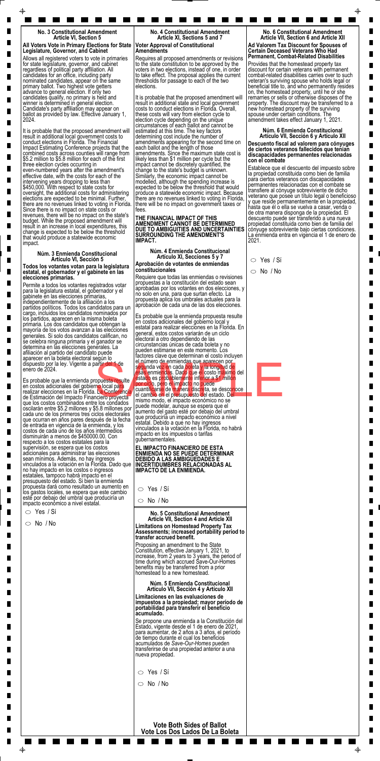### No. 3 Constitutional Amendment
### Article VI, Section 5

**All Voters Vote in Primary Elections for State Legislature, Governor, and Cabinet**

Allows all registered voters to vote in primaries for state legislature, governor, and cabinet regardless of political party affiliation. All candidates for an office, including party nominated candidates, appear on the same primary ballot. Two highest vote getters advance to general election. If only two candidates qualify, no primary is held and winner is determined in general election. Candidate's party affiliation may appear on ballot as provided by law. Effective January 1, 2024.

It is probable that the proposed amendment will result in additional local government costs to conduct elections in Florida. The Financial Impact Estimating Conference projects that the combined costs across counties will range from $5.2 million to $5.8 million for each of the first three election cycles occurring in even-numbered years after the amendment's effective date, with the costs for each of the intervening years dropping to less than $450,000. With respect to state costs for oversight, the additional costs for administering elections are expected to be minimal. Further, there are no revenues linked to voting in Florida. Since there is no impact on state costs or revenues, there will be no impact on the state's budget. While the proposed amendment will result in an increase in local expenditures, this change is expected to be below the threshold that would produce a statewide economic impact.

### Núm. 3 Enmienda Constitucional
### Artículo VI, Sección 5

**Todos los votantes votan para la legislatura estatal, el gobernador y el gabinete en las elecciones primarias.**

Permite a todos los votantes registrados votar para la legislatura estatal, el gobernador y el gabinete en las elecciones primarias, independientemente de la afiliación a los partidos políticos. Todos los candidatos para un cargo, incluidos los candidatos nominados por los partidos, aparecen en la misma boleta primaria. Los dos candidatos que obtengan la mayoría de los votos avanzan a las elecciones generales. Si solo dos candidatos califican, no se celebra ninguna primaria y el ganador se determina en las elecciones generales. La afiliación al partido del candidato puede aparecer en la boleta electoral según lo dispuesto por la ley. Vigente a partir del 1 de enero de 2024.

Es probable que la enmienda propuesta resulte en costos adicionales del gobierno local para realizar elecciones en la Florida. La Conferencia de Estimación del Impacto Financiero proyecta que los costos combinados entre los condados oscilarán entre $5.2 millones y $5.8 millones por cada uno de los primeros tres ciclos electorales que ocurra en años pares después de la fecha de entrada en vigencia de la enmienda, y los costos de cada uno de los años intermedios disminuirán a menos de $450000.00. Con respecto a los costos estatales para la supervisión, se espera que los costos adicionales para administrar las elecciones sean mínimos. Además, no hay ingresos vinculados a la votación en la Florida. Dado que no hay impacto en los costos o ingresos estatales, tampoco habrá impacto en el presupuesto del estado. Si bien la enmienda propuesta dará como resultado un aumento en los gastos locales, se espera que este cambio esté por debajo del umbral que produciría un impacto económico a nivel estatal.

○ Yes / Sí

○ No / No

### No. 4 Constitutional Amendment
### Article XI, Sections 5 and 7

**Voter Approval of Constitutional Amendments**

Requires all proposed amendments or revisions to the state constitution to be approved by the voters in two elections, instead of one, in order to take effect. The proposal applies the current thresholds for passage to each of the two elections.

It is probable that the proposed amendment will result in additional state and local government costs to conduct elections in Florida. Overall, these costs will vary from election cycle to election cycle depending on the unique circumstances of each ballot and cannot be estimated at this time. The key factors determining cost include the number of amendments appearing for the second time on each ballot and the length of those amendments. Since the maximum state cost is likely less than $1 million per cycle but the impact cannot be discretely quantified, the change to the state's budget is unknown. Similarly, the economic impact cannot be modelled, although the spending increase is expected to be below the threshold that would produce a statewide economic impact. Because there are no revenues linked to voting in Florida, there will be no impact on government taxes or fees.

**THE FINANCIAL IMPACT OF THIS AMENDMENT CANNOT BE DETERMINED DUE TO AMBIGUITIES AND UNCERTAINTIES SURROUNDING THE AMENDMENT'S IMPACT.**

### Núm. 4 Enmienda Constitucional
### Artículo XI, Secciones 5 y 7

**Aprobación de votantes de enmiendas constitucionales**

Requiere que todas las enmiendas o revisiones propuestas a la constitución del estado sean aprobadas por los votantes en dos elecciones, y no solo en una, para que surtan efecto. La propuesta aplica los umbrales actuales para la aprobación de cada una de las dos elecciones.

Es probable que la enmienda propuesta resulte en costos adicionales del gobierno local y estatal para realizar elecciones en la Florida. En general, estos costos variarán de un ciclo electoral a otro dependiendo de las circunstancias únicas de cada boleta y no pueden estimarse en este momento. Los factores clave que determinan el costo incluyen el número de enmiendas que aparecen por segunda vez en cada boleta y la longitud de esas enmiendas. Dado que el costo máximo del estado es probablemente inferior a $1 millón por ciclo, pero el impacto no puede cuantificarse de manera discreta, se desconoce el cambio en el presupuesto del estado. Del mismo modo, el impacto económico no se puede modelar, aunque se espera que el aumento del gasto esté por debajo del umbral que produciría un impacto económico a nivel estatal. Debido a que no hay ingresos vinculados a la votación en la Florida, no habrá impacto en los impuestos o tarifas gubernamentales.

**EL IMPACTO FINANCIERO DE ESTA ENMIENDA NO SE PUEDE DETERMINAR DEBIDO A LAS AMBIGÜEDADES E INCERTIDUMBRES RELACIONADAS AL IMPACTO DE LA ENMIENDA.**

○ Yes / Sí

○ No / No

### No. 5 Constitutional Amendment
### Article VII, Section 4 and Article XII

**Limitations on Homestead Property Tax Assessments; increased portability period to transfer accrued benefit.**

Proposing an amendment to the State Constitution, effective January 1, 2021, to increase, from 2 years to 3 years, the period of time during which accrued Save-Our-Homes benefits may be transferred from a prior homestead to a new homestead.

### Núm. 5 Enmienda Constitucional
### Artículo VII, Sección 4 y Artículo XII

**Limitaciones en las evaluaciones de impuestos a la propiedad; mayor período de portabilidad para transferir el beneficio acumulado.**

Se propone una enmienda a la Constitución del Estado, vigente desde el 1 de enero de 2021, para aumentar, de 2 años a 3 años, el período de tiempo durante el cual los beneficios acumulados de *Save-Our-Homes* pueden transferirse de una propiedad anterior a una nueva propiedad.

○ Yes / Sí

○ No / No

### No. 6 Constitutional Amendment
### Article VII, Section 6 and Article XII

**Ad Valorem Tax Discount for Spouses of Certain Deceased Veterans Who Had Permanent, Combat-Related Disabilities**

Provides that the homestead property tax discount for certain veterans with permanent combat-related disabilities carries over to such veteran's surviving spouse who holds legal or beneficial title to, and who permanently resides on, the homestead property, until he or she remarries or sells or otherwise disposes of the property. The discount may be transferred to a new homestead property of the surviving spouse under certain conditions. The amendment takes effect January 1, 2021.

### Núm. 6 Enmienda Constitucional
### Artículo VII, Sección 6 y Artículo XII

**Descuento fiscal ad valorem para cónyuges de ciertos veteranos fallecidos que tenían discapacidades permanentes relacionadas con el combate**

Establece que el descuento del impuesto sobre la propiedad constituida como bien de familia para ciertos veteranos con discapacidades permanentes relacionadas con el combate se transfiere al cónyuge sobreviviente de dicho veterano que posee un título legal o beneficioso y que reside permanentemente en la propiedad, hasta que él o ella se vuelva a casar, venda o de otra manera disponga de la propiedad. El descuento puede ser transferido a una nueva propiedad constituida como bien de familia del cónyuge sobreviviente bajo ciertas condiciones. La enmienda entra en vigencia el 1 de enero de 2021.

○ Yes / Sí

○ No / No

**Vote Both Sides of Ballot**
**Vote Los Dos Lados De La Boleta**